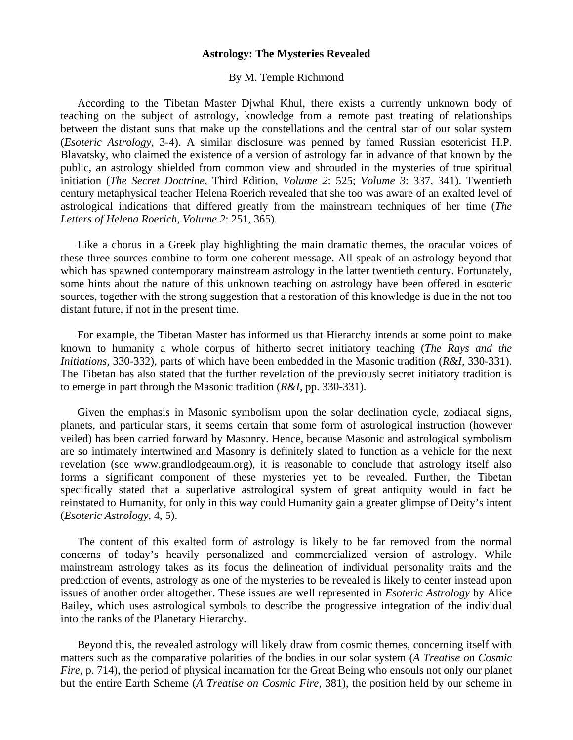# Astrology: The Mysteries Revealed

By M. Temple Richmond

According to the Tibetan Master Djwhal Khul, there exists a currently unknown body of teaching on the subject of astrology, knowledge from a remote past treating of relationships between the distant suns that make up the constellations and the central star of our solar system (*Esoteric Astrology,* 3-4). A similar disclosure was penned by famed Russian esotericist H.P. Blavatsky, who claimed the existence of a version of astrology far in advance of that known by the public, an astrology shielded from common view and shrouded in the mysteries of true spiritual initiation (*The Secret Doctrine*, Third Edition, *Volume 2*: 525; *Volume 3*: 337, 341). Twentieth century metaphysical teacher Helena Roerich revealed that she too was aware of an exalted level of astrological indications that differed greatly from the mainstream techniques of her time (*The Letters of Helena Roerich*, *Volume 2*: 251, 365).

Like a chorus in a Greek play highlighting the main dramatic themes, the oracular voices of these three sources combine to form one coherent message. All speak of an astrology beyond that which has spawned contemporary mainstream astrology in the latter twentieth century. Fortunately, some hints about the nature of this unknown teaching on astrology have been offered in esoteric sources, together with the strong suggestion that a restoration of this knowledge is due in the not too distant future, if not in the present time.

For example, the Tibetan Master has informed us that Hierarchy intends at some point to make known to humanity a whole corpus of hitherto secret initiatory teaching (*The Rays and the Initiations*, 330-332), parts of which have been embedded in the Masonic tradition (*R&I*, 330-331). The Tibetan has also stated that the further revelation of the previously secret initiatory tradition is to emerge in part through the Masonic tradition (*R&I*, pp. 330-331).

Given the emphasis in Masonic symbolism upon the solar declination cycle, zodiacal signs, planets, and particular stars, it seems certain that some form of astrological instruction (however veiled) has been carried forward by Masonry. Hence, because Masonic and astrological symbolism are so intimately intertwined and Masonry is definitely slated to function as a vehicle for the next revelation (see www.grandlodgeaum.org), it is reasonable to conclude that astrology itself also forms a significant component of these mysteries yet to be revealed. Further, the Tibetan specifically stated that a superlative astrological system of great antiquity would in fact be reinstated to Humanity, for only in this way could Humanity gain a greater glimpse of Deity's intent (*Esoteric Astrology,* 4, 5).

The content of this exalted form of astrology is likely to be far removed from the normal concerns of today's heavily personalized and commercialized version of astrology. While mainstream astrology takes as its focus the delineation of individual personality traits and the prediction of events, astrology as one of the mysteries to be revealed is likely to center instead upon issues of another order altogether. These issues are well represented in *Esoteric Astrology* by Alice Bailey, which uses astrological symbols to describe the progressive integration of the individual into the ranks of the Planetary Hierarchy.

Beyond this, the revealed astrology will likely draw from cosmic themes, concerning itself with matters such as the comparative polarities of the bodies in our solar system (*A Treatise on Cosmic Fire*, p. 714), the period of physical incarnation for the Great Being who ensouls not only our planet but the entire Earth Scheme (*A Treatise on Cosmic Fire,* 381), the position held by our scheme in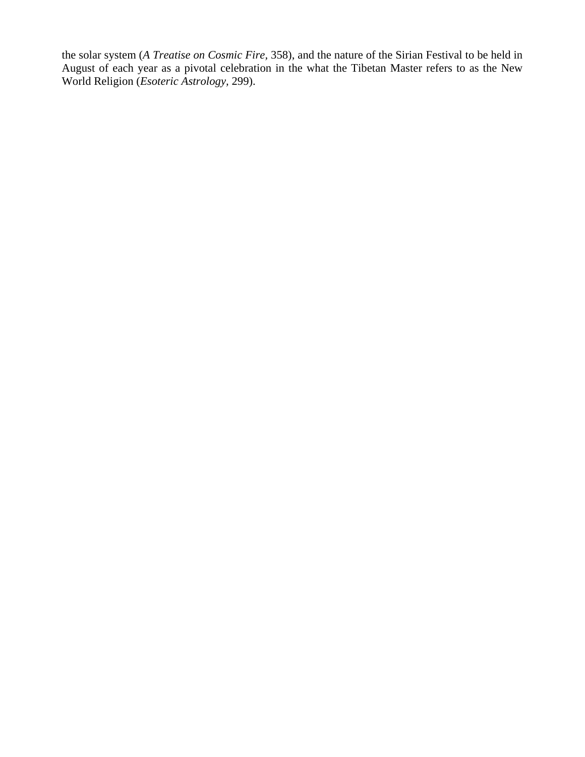the solar system (*A Treatise on Cosmic Fire,* 358), and the nature of the Sirian Festival to be held in August of each year as a pivotal celebration in the what the Tibetan Master refers to as the New World Religion (*Esoteric Astrology,* 299).